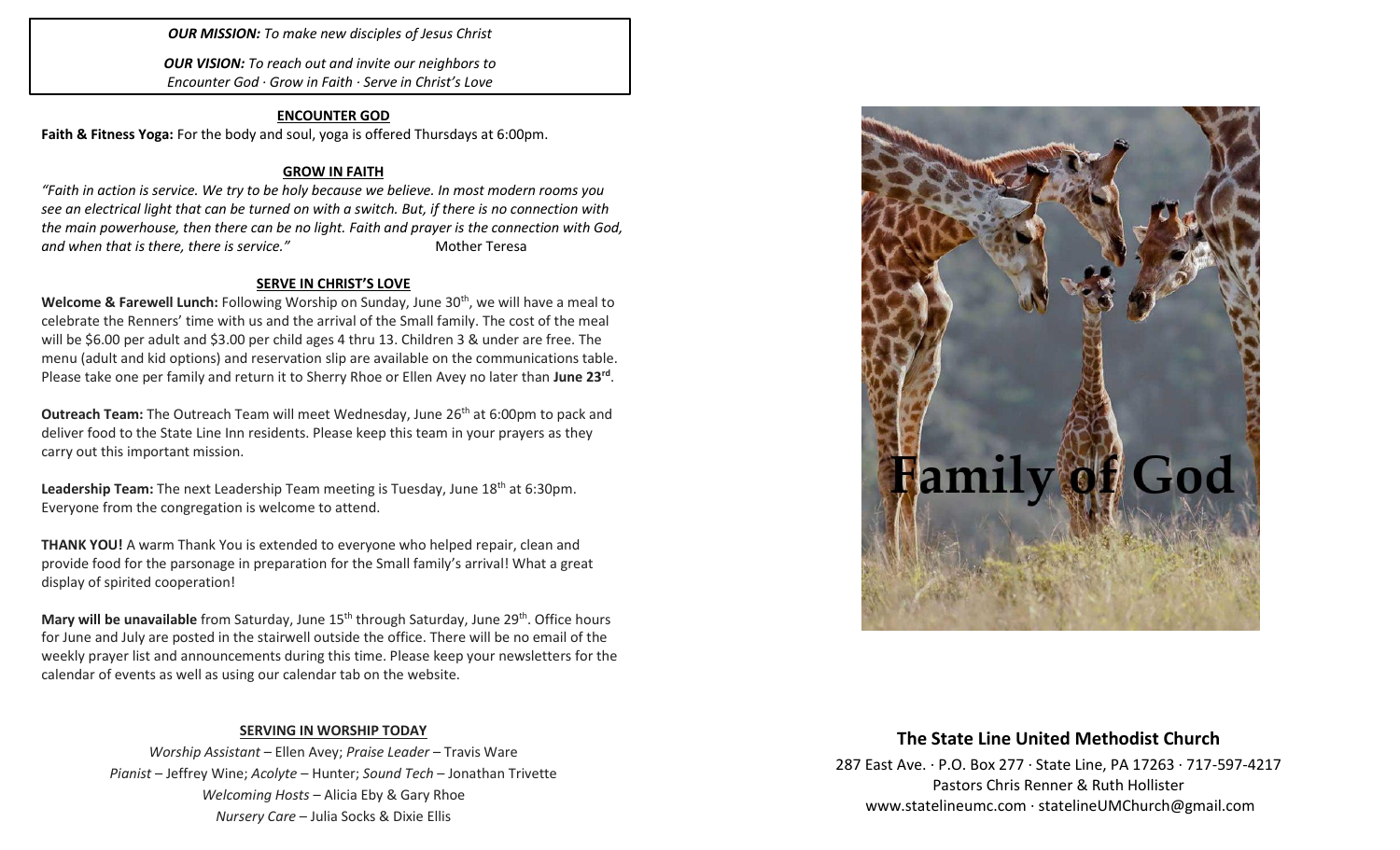***OUR MISSION:*** *To make new disciples of Jesus Christ*

***OUR VISION:*** *To reach out and invite our neighbors to Encounter God · Grow in Faith · Serve in Christ's Love*

## ENCOUNTER GOD

**Faith & Fitness Yoga:** For the body and soul, yoga is offered Thursdays at 6:00pm.

## GROW IN FAITH

*"Faith in action is service. We try to be holy because we believe. In most modern rooms you see an electrical light that can be turned on with a switch. But, if there is no connection with the main powerhouse, then there can be no light. Faith and prayer is the connection with God, and when that is there, there is service."* Mother Teresa

## SERVE IN CHRIST'S LOVE

**Welcome & Farewell Lunch:** Following Worship on Sunday, June 30th, we will have a meal to celebrate the Renners' time with us and the arrival of the Small family. The cost of the meal will be $6.00 per adult and $3.00 per child ages 4 thru 13. Children 3 & under are free. The menu (adult and kid options) and reservation slip are available on the communications table. Please take one per family and return it to Sherry Rhoe or Ellen Avey no later than **June 23rd**.

**Outreach Team:** The Outreach Team will meet Wednesday, June 26th at 6:00pm to pack and deliver food to the State Line Inn residents. Please keep this team in your prayers as they carry out this important mission.

**Leadership Team:** The next Leadership Team meeting is Tuesday, June 18th at 6:30pm. Everyone from the congregation is welcome to attend.

**THANK YOU!** A warm Thank You is extended to everyone who helped repair, clean and provide food for the parsonage in preparation for the Small family's arrival! What a great display of spirited cooperation!

**Mary will be unavailable** from Saturday, June 15th through Saturday, June 29th. Office hours for June and July are posted in the stairwell outside the office. There will be no email of the weekly prayer list and announcements during this time. Please keep your newsletters for the calendar of events as well as using our calendar tab on the website.

## SERVING IN WORSHIP TODAY

*Worship Assistant* – Ellen Avey; *Praise Leader* – Travis Ware
*Pianist* – Jeffrey Wine; *Acolyte* – Hunter; *Sound Tech* – Jonathan Trivette
*Welcoming Hosts* – Alicia Eby & Gary Rhoe
*Nursery Care* – Julia Socks & Dixie Ellis

# Family of God

## The State Line United Methodist Church

287 East Ave. · P.O. Box 277 · State Line, PA 17263 · 717-597-4217
Pastors Chris Renner & Ruth Hollister
www.statelineumc.com · statelineUMChurch@gmail.com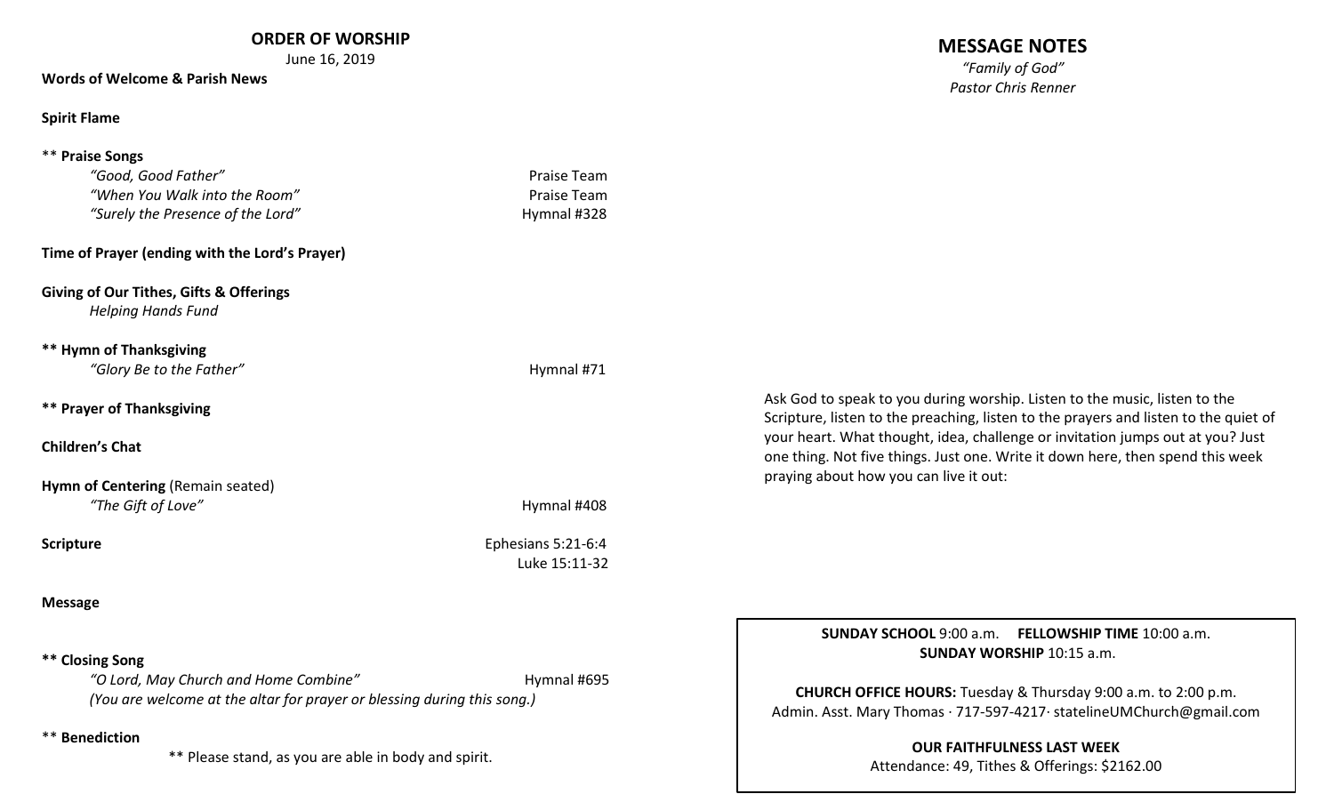## ORDER OF WORSHIP

June 16, 2019

**Words of Welcome & Parish News**

**Spirit Flame**

\*\* **Praise Songs**

*"Good, Good Father"* — Praise Team
*"When You Walk into the Room"* — Praise Team
*"Surely the Presence of the Lord"* — Hymnal #328

**Time of Prayer (ending with the Lord's Prayer)**

**Giving of Our Tithes, Gifts & Offerings**

*Helping Hands Fund*

**\*\* Hymn of Thanksgiving**

*"Glory Be to the Father"* — Hymnal #71

**\*\* Prayer of Thanksgiving**

**Children's Chat**

**Hymn of Centering** (Remain seated)

*"The Gift of Love"* — Hymnal #408

**Scripture** — Ephesians 5:21-6:4, Luke 15:11-32

**Message**

**\*\* Closing Song**

*"O Lord, May Church and Home Combine"* — Hymnal #695
*(You are welcome at the altar for prayer or blessing during this song.)*

\*\* **Benediction**

\*\* Please stand, as you are able in body and spirit.

## MESSAGE NOTES

*"Family of God"*
*Pastor Chris Renner*

Ask God to speak to you during worship. Listen to the music, listen to the Scripture, listen to the preaching, listen to the prayers and listen to the quiet of your heart. What thought, idea, challenge or invitation jumps out at you? Just one thing. Not five things. Just one. Write it down here, then spend this week praying about how you can live it out:

**SUNDAY SCHOOL** 9:00 a.m. **FELLOWSHIP TIME** 10:00 a.m.
**SUNDAY WORSHIP** 10:15 a.m.

**CHURCH OFFICE HOURS:** Tuesday & Thursday 9:00 a.m. to 2:00 p.m.
Admin. Asst. Mary Thomas · 717-597-4217· statelineUMChurch@gmail.com

**OUR FAITHFULNESS LAST WEEK**
Attendance: 49, Tithes & Offerings: $2162.00